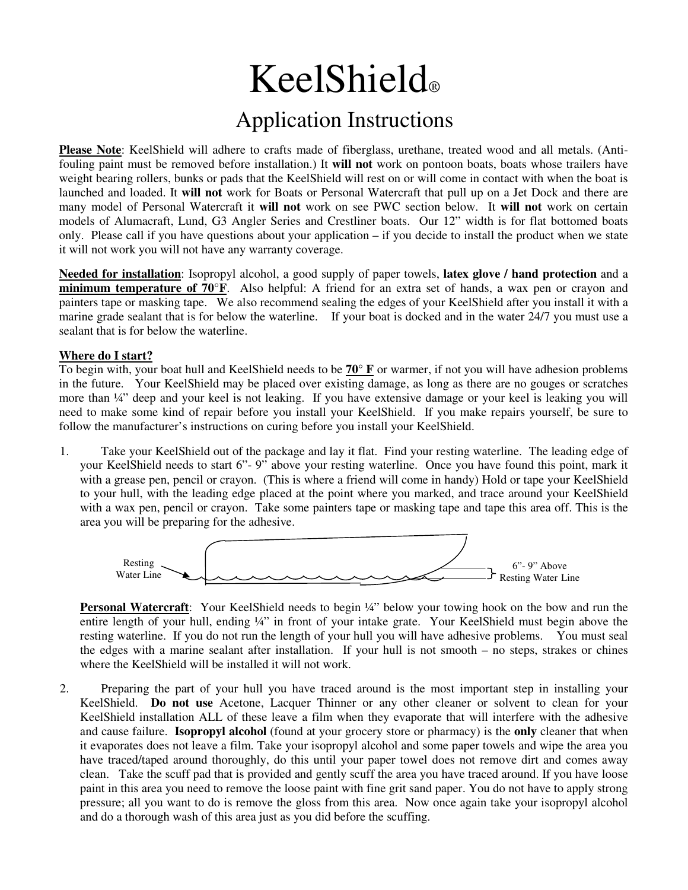// KeelShield® Application Instructions — page 1 transcription

# KeelShield®

## Application Instructions

**Please Note**: KeelShield will adhere to crafts made of fiberglass, urethane, treated wood and all metals. (Anti-fouling paint must be removed before installation.) It **will not** work on pontoon boats, boats whose trailers have weight bearing rollers, bunks or pads that the KeelShield will rest on or will come in contact with when the boat is launched and loaded. It **will not** work for Boats or Personal Watercraft that pull up on a Jet Dock and there are many model of Personal Watercraft it **will not** work on see PWC section below. It **will not** work on certain models of Alumacraft, Lund, G3 Angler Series and Crestliner boats. Our 12" width is for flat bottomed boats only. Please call if you have questions about your application – if you decide to install the product when we state it will not work you will not have any warranty coverage.

**Needed for installation**: Isopropyl alcohol, a good supply of paper towels, **latex glove / hand protection** and a **minimum temperature of 70°F**. Also helpful: A friend for an extra set of hands, a wax pen or crayon and painters tape or masking tape. We also recommend sealing the edges of your KeelShield after you install it with a marine grade sealant that is for below the waterline. If your boat is docked and in the water 24/7 you must use a sealant that is for below the waterline.

**Where do I start?**

To begin with, your boat hull and KeelShield needs to be **70° F** or warmer, if not you will have adhesion problems in the future. Your KeelShield may be placed over existing damage, as long as there are no gouges or scratches more than ¼" deep and your keel is not leaking. If you have extensive damage or your keel is leaking you will need to make some kind of repair before you install your KeelShield. If you make repairs yourself, be sure to follow the manufacturer's instructions on curing before you install your KeelShield.

1. Take your KeelShield out of the package and lay it flat. Find your resting waterline. The leading edge of your KeelShield needs to start 6"- 9" above your resting waterline. Once you have found this point, mark it with a grease pen, pencil or crayon. (This is where a friend will come in handy) Hold or tape your KeelShield to your hull, with the leading edge placed at the point where you marked, and trace around your KeelShield with a wax pen, pencil or crayon. Take some painters tape or masking tape and tape this area off. This is the area you will be preparing for the adhesive.

   Resting Water Line — 6"- 9" Above Resting Water Line

   **Personal Watercraft**: Your KeelShield needs to begin ¼" below your towing hook on the bow and run the entire length of your hull, ending ¼" in front of your intake grate. Your KeelShield must begin above the resting waterline. If you do not run the length of your hull you will have adhesive problems. You must seal the edges with a marine sealant after installation. If your hull is not smooth – no steps, strakes or chines where the KeelShield will be installed it will not work.

2. Preparing the part of your hull you have traced around is the most important step in installing your KeelShield. **Do not use** Acetone, Lacquer Thinner or any other cleaner or solvent to clean for your KeelShield installation ALL of these leave a film when they evaporate that will interfere with the adhesive and cause failure. **Isopropyl alcohol** (found at your grocery store or pharmacy) is the **only** cleaner that when it evaporates does not leave a film. Take your isopropyl alcohol and some paper towels and wipe the area you have traced/taped around thoroughly, do this until your paper towel does not remove dirt and comes away clean. Take the scuff pad that is provided and gently scuff the area you have traced around. If you have loose paint in this area you need to remove the loose paint with fine grit sand paper. You do not have to apply strong pressure; all you want to do is remove the gloss from this area. Now once again take your isopropyl alcohol and do a thorough wash of this area just as you did before the scuffing.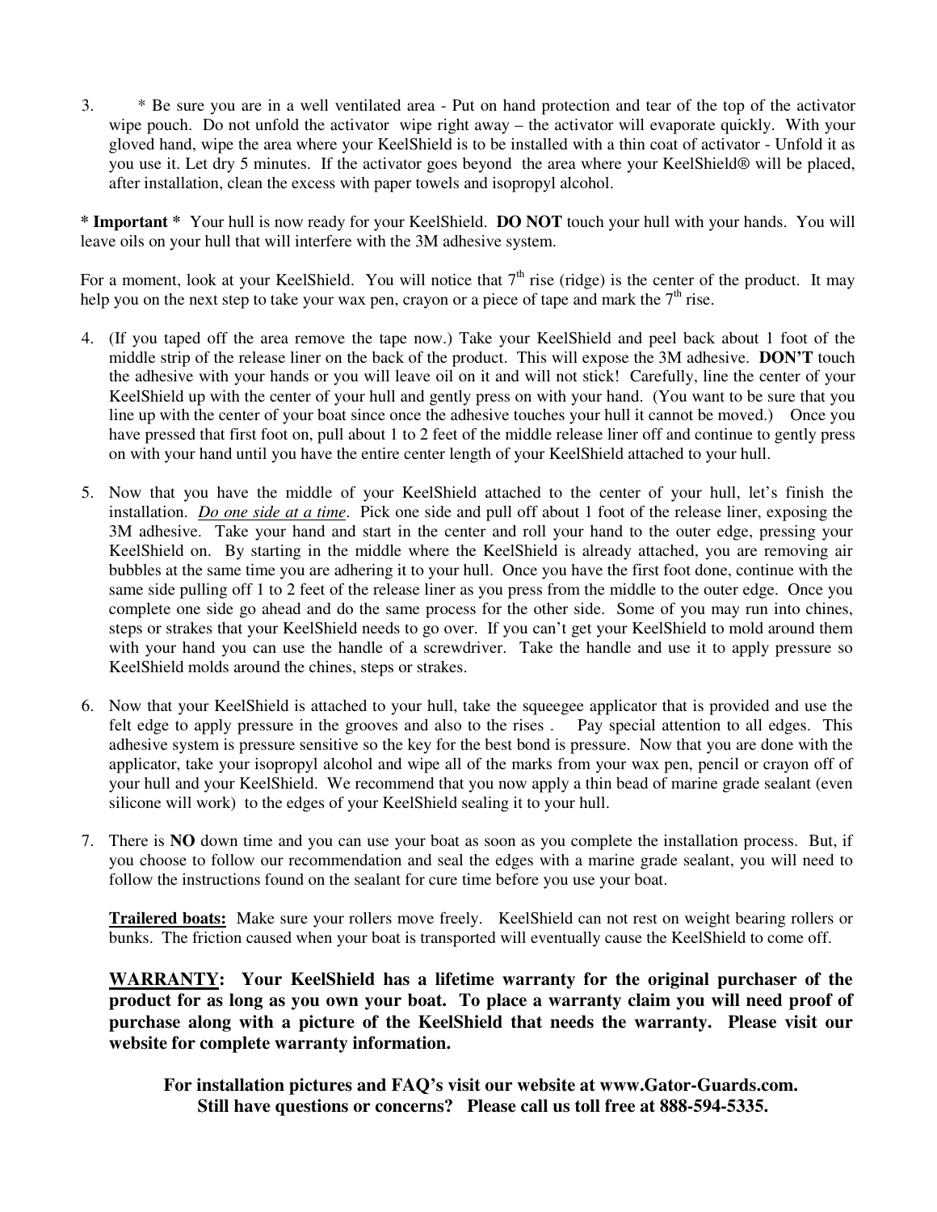3. * Be sure you are in a well ventilated area - Put on hand protection and tear of the top of the activator wipe pouch. Do not unfold the activator wipe right away – the activator will evaporate quickly. With your gloved hand, wipe the area where your KeelShield is to be installed with a thin coat of activator - Unfold it as you use it. Let dry 5 minutes. If the activator goes beyond the area where your KeelShield® will be placed, after installation, clean the excess with paper towels and isopropyl alcohol.

**\* Important \*** Your hull is now ready for your KeelShield. **DO NOT** touch your hull with your hands. You will leave oils on your hull that will interfere with the 3M adhesive system.

For a moment, look at your KeelShield. You will notice that 7th rise (ridge) is the center of the product. It may help you on the next step to take your wax pen, crayon or a piece of tape and mark the 7th rise.

4. (If you taped off the area remove the tape now.) Take your KeelShield and peel back about 1 foot of the middle strip of the release liner on the back of the product. This will expose the 3M adhesive. **DON'T** touch the adhesive with your hands or you will leave oil on it and will not stick! Carefully, line the center of your KeelShield up with the center of your hull and gently press on with your hand. (You want to be sure that you line up with the center of your boat since once the adhesive touches your hull it cannot be moved.) Once you have pressed that first foot on, pull about 1 to 2 feet of the middle release liner off and continue to gently press on with your hand until you have the entire center length of your KeelShield attached to your hull.

5. Now that you have the middle of your KeelShield attached to the center of your hull, let's finish the installation. <u>*Do one side at a time*</u>. Pick one side and pull off about 1 foot of the release liner, exposing the 3M adhesive. Take your hand and start in the center and roll your hand to the outer edge, pressing your KeelShield on. By starting in the middle where the KeelShield is already attached, you are removing air bubbles at the same time you are adhering it to your hull. Once you have the first foot done, continue with the same side pulling off 1 to 2 feet of the release liner as you press from the middle to the outer edge. Once you complete one side go ahead and do the same process for the other side. Some of you may run into chines, steps or strakes that your KeelShield needs to go over. If you can't get your KeelShield to mold around them with your hand you can use the handle of a screwdriver. Take the handle and use it to apply pressure so KeelShield molds around the chines, steps or strakes.

6. Now that your KeelShield is attached to your hull, take the squeegee applicator that is provided and use the felt edge to apply pressure in the grooves and also to the rises . Pay special attention to all edges. This adhesive system is pressure sensitive so the key for the best bond is pressure. Now that you are done with the applicator, take your isopropyl alcohol and wipe all of the marks from your wax pen, pencil or crayon off of your hull and your KeelShield. We recommend that you now apply a thin bead of marine grade sealant (even silicone will work) to the edges of your KeelShield sealing it to your hull.

7. There is **NO** down time and you can use your boat as soon as you complete the installation process. But, if you choose to follow our recommendation and seal the edges with a marine grade sealant, you will need to follow the instructions found on the sealant for cure time before you use your boat.

   **<u>Trailered boats:</u>** Make sure your rollers move freely. KeelShield can not rest on weight bearing rollers or bunks. The friction caused when your boat is transported will eventually cause the KeelShield to come off.

   **<u>WARRANTY</u>: Your KeelShield has a lifetime warranty for the original purchaser of the product for as long as you own your boat. To place a warranty claim you will need proof of purchase along with a picture of the KeelShield that needs the warranty. Please visit our website for complete warranty information.**

**For installation pictures and FAQ's visit our website at www.Gator-Guards.com.**
**Still have questions or concerns? Please call us toll free at 888-594-5335.**